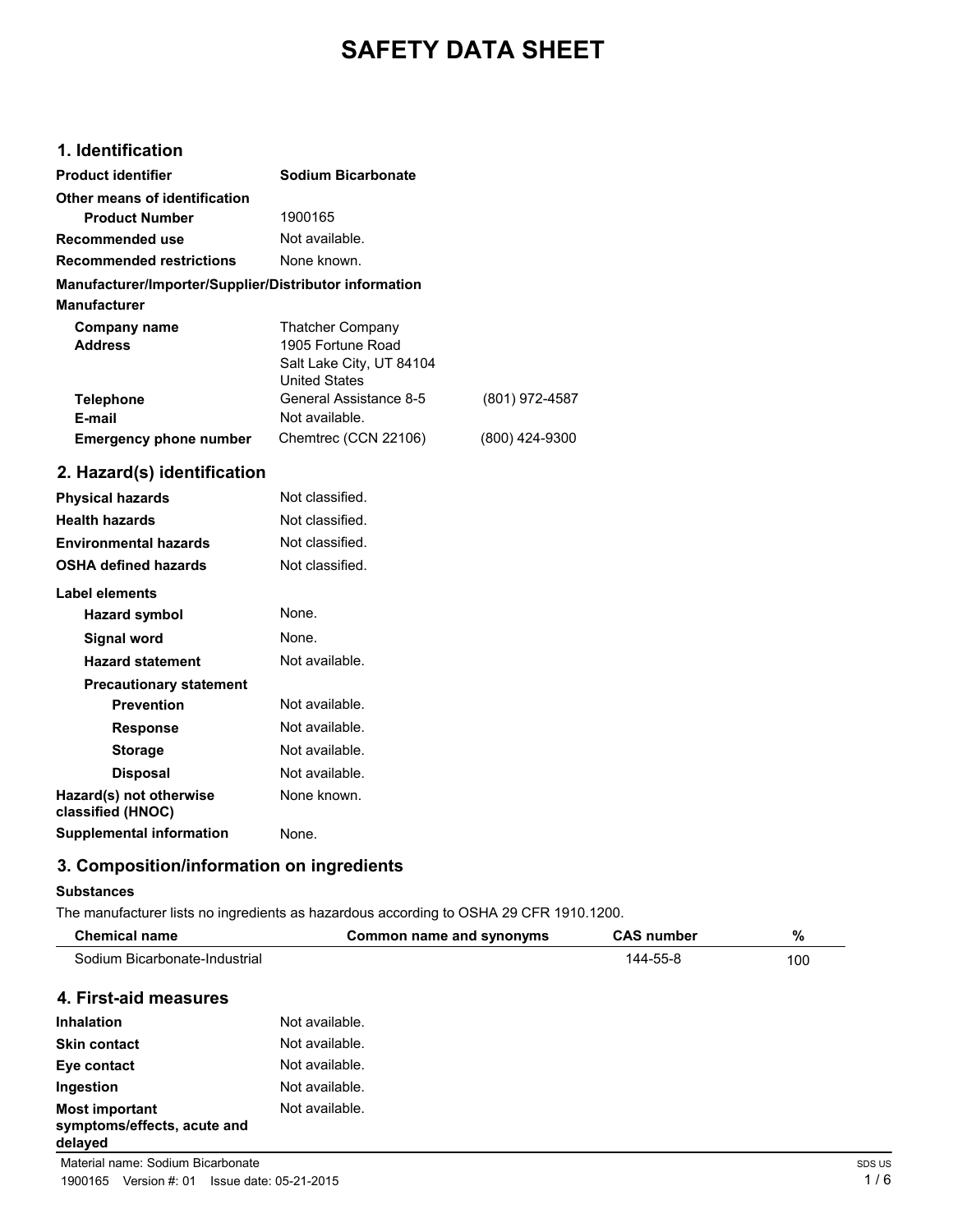# SAFETY DATA SHEET

## 1. Identification

| | | |
|---|---|---|
| **Product identifier** | **Sodium Bicarbonate** | |
| **Other means of identification** | | |
| **Product Number** | 1900165 | |
| **Recommended use** | Not available. | |
| **Recommended restrictions** | None known. | |

**Manufacturer/Importer/Supplier/Distributor information**

**Manufacturer**

| | | |
|---|---|---|
| **Company name** | Thatcher Company | |
| **Address** | 1905 Fortune Road<br>Salt Lake City, UT 84104<br>United States | |
| **Telephone** | General Assistance 8-5 | (801) 972-4587 |
| **E-mail** | Not available. | |
| **Emergency phone number** | Chemtrec (CCN 22106) | (800) 424-9300 |

## 2. Hazard(s) identification

| | |
|---|---|
| **Physical hazards** | Not classified. |
| **Health hazards** | Not classified. |
| **Environmental hazards** | Not classified. |
| **OSHA defined hazards** | Not classified. |

**Label elements**

| | |
|---|---|
| **Hazard symbol** | None. |
| **Signal word** | None. |
| **Hazard statement** | Not available. |
| **Precautionary statement** | |
| **Prevention** | Not available. |
| **Response** | Not available. |
| **Storage** | Not available. |
| **Disposal** | Not available. |
| **Hazard(s) not otherwise classified (HNOC)** | None known. |
| **Supplemental information** | None. |

## 3. Composition/information on ingredients

**Substances**

The manufacturer lists no ingredients as hazardous according to OSHA 29 CFR 1910.1200.

| Chemical name | Common name and synonyms | CAS number | % |
|---|---|---|---|
| Sodium Bicarbonate-Industrial | | 144-55-8 | 100 |

## 4. First-aid measures

| | |
|---|---|
| **Inhalation** | Not available. |
| **Skin contact** | Not available. |
| **Eye contact** | Not available. |
| **Ingestion** | Not available. |
| **Most important symptoms/effects, acute and delayed** | Not available. |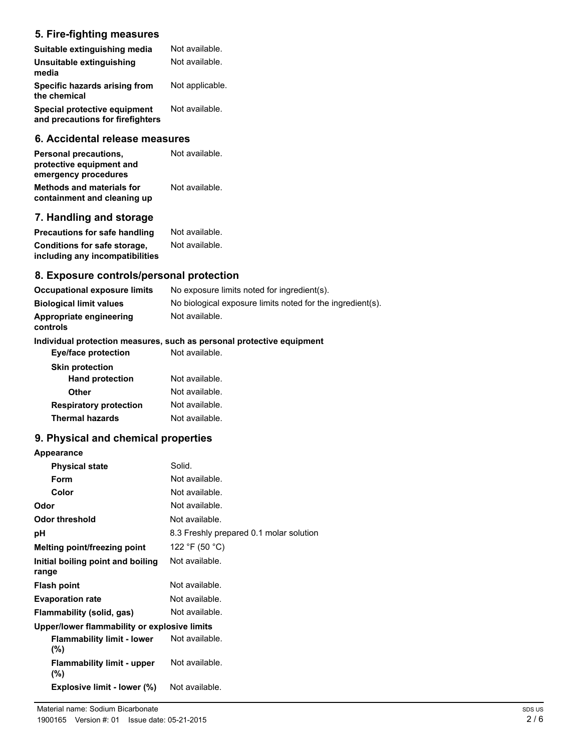## 5. Fire-fighting measures

| | |
|---|---|
| **Suitable extinguishing media** | Not available. |
| **Unsuitable extinguishing media** | Not available. |
| **Specific hazards arising from the chemical** | Not applicable. |
| **Special protective equipment and precautions for firefighters** | Not available. |

## 6. Accidental release measures

| | |
|---|---|
| **Personal precautions, protective equipment and emergency procedures** | Not available. |
| **Methods and materials for containment and cleaning up** | Not available. |

## 7. Handling and storage

| | |
|---|---|
| **Precautions for safe handling** | Not available. |
| **Conditions for safe storage, including any incompatibilities** | Not available. |

## 8. Exposure controls/personal protection

| | |
|---|---|
| **Occupational exposure limits** | No exposure limits noted for ingredient(s). |
| **Biological limit values** | No biological exposure limits noted for the ingredient(s). |
| **Appropriate engineering controls** | Not available. |

**Individual protection measures, such as personal protective equipment**

| | |
|---|---|
| **Eye/face protection** | Not available. |
| **Skin protection** | |
| **Hand protection** | Not available. |
| **Other** | Not available. |
| **Respiratory protection** | Not available. |
| **Thermal hazards** | Not available. |

## 9. Physical and chemical properties

| | |
|---|---|
| **Appearance** | |
| **Physical state** | Solid. |
| **Form** | Not available. |
| **Color** | Not available. |
| **Odor** | Not available. |
| **Odor threshold** | Not available. |
| **pH** | 8.3 Freshly prepared 0.1 molar solution |
| **Melting point/freezing point** | 122 °F (50 °C) |
| **Initial boiling point and boiling range** | Not available. |
| **Flash point** | Not available. |
| **Evaporation rate** | Not available. |
| **Flammability (solid, gas)** | Not available. |
| **Upper/lower flammability or explosive limits** | |
| **Flammability limit - lower (%)** | Not available. |
| **Flammability limit - upper (%)** | Not available. |
| **Explosive limit - lower (%)** | Not available. |

Material name: Sodium Bicarbonate
1900165 Version #: 01 Issue date: 05-21-2015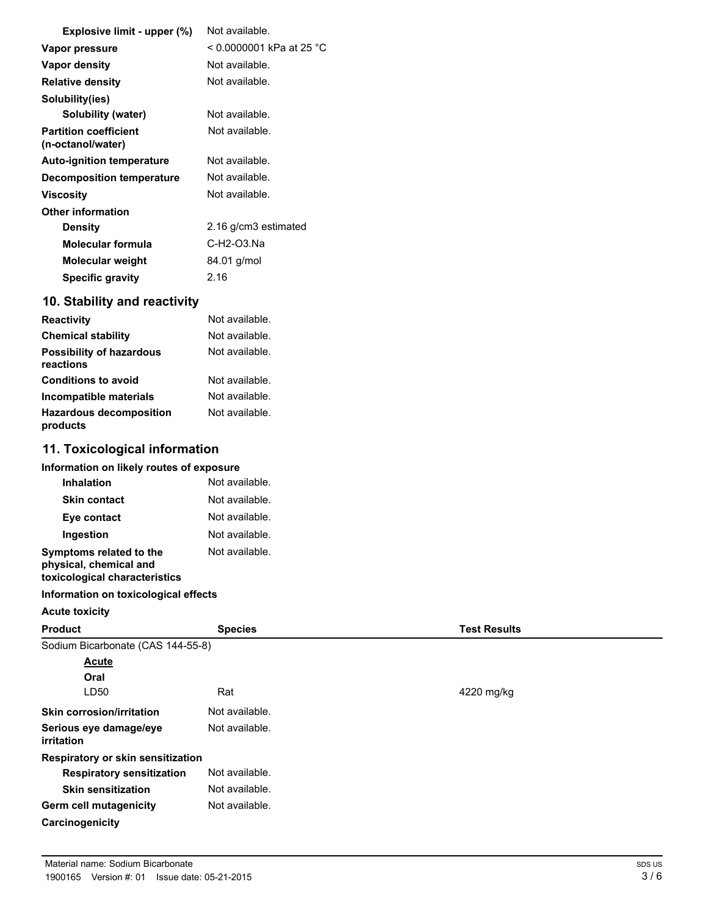| | |
|---|---|
| **Explosive limit - upper (%)** | Not available. |
| **Vapor pressure** | < 0.0000001 kPa at 25 °C |
| **Vapor density** | Not available. |
| **Relative density** | Not available. |
| **Solubility(ies)** | |
| **Solubility (water)** | Not available. |
| **Partition coefficient (n-octanol/water)** | Not available. |
| **Auto-ignition temperature** | Not available. |
| **Decomposition temperature** | Not available. |
| **Viscosity** | Not available. |
| **Other information** | |
| **Density** | 2.16 g/cm3 estimated |
| **Molecular formula** | C-H2-O3.Na |
| **Molecular weight** | 84.01 g/mol |
| **Specific gravity** | 2.16 |

## 10. Stability and reactivity

| | |
|---|---|
| **Reactivity** | Not available. |
| **Chemical stability** | Not available. |
| **Possibility of hazardous reactions** | Not available. |
| **Conditions to avoid** | Not available. |
| **Incompatible materials** | Not available. |
| **Hazardous decomposition products** | Not available. |

## 11. Toxicological information

**Information on likely routes of exposure**

| | |
|---|---|
| **Inhalation** | Not available. |
| **Skin contact** | Not available. |
| **Eye contact** | Not available. |
| **Ingestion** | Not available. |
| **Symptoms related to the physical, chemical and toxicological characteristics** | Not available. |

**Information on toxicological effects**

**Acute toxicity**

| Product | Species | Test Results |
|---|---|---|
| Sodium Bicarbonate (CAS 144-55-8) | | |
| Acute | | |
| Oral | | |
| LD50 | Rat | 4220 mg/kg |

| | |
|---|---|
| **Skin corrosion/irritation** | Not available. |
| **Serious eye damage/eye irritation** | Not available. |
| **Respiratory or skin sensitization** | |
| **Respiratory sensitization** | Not available. |
| **Skin sensitization** | Not available. |
| **Germ cell mutagenicity** | Not available. |
| **Carcinogenicity** | |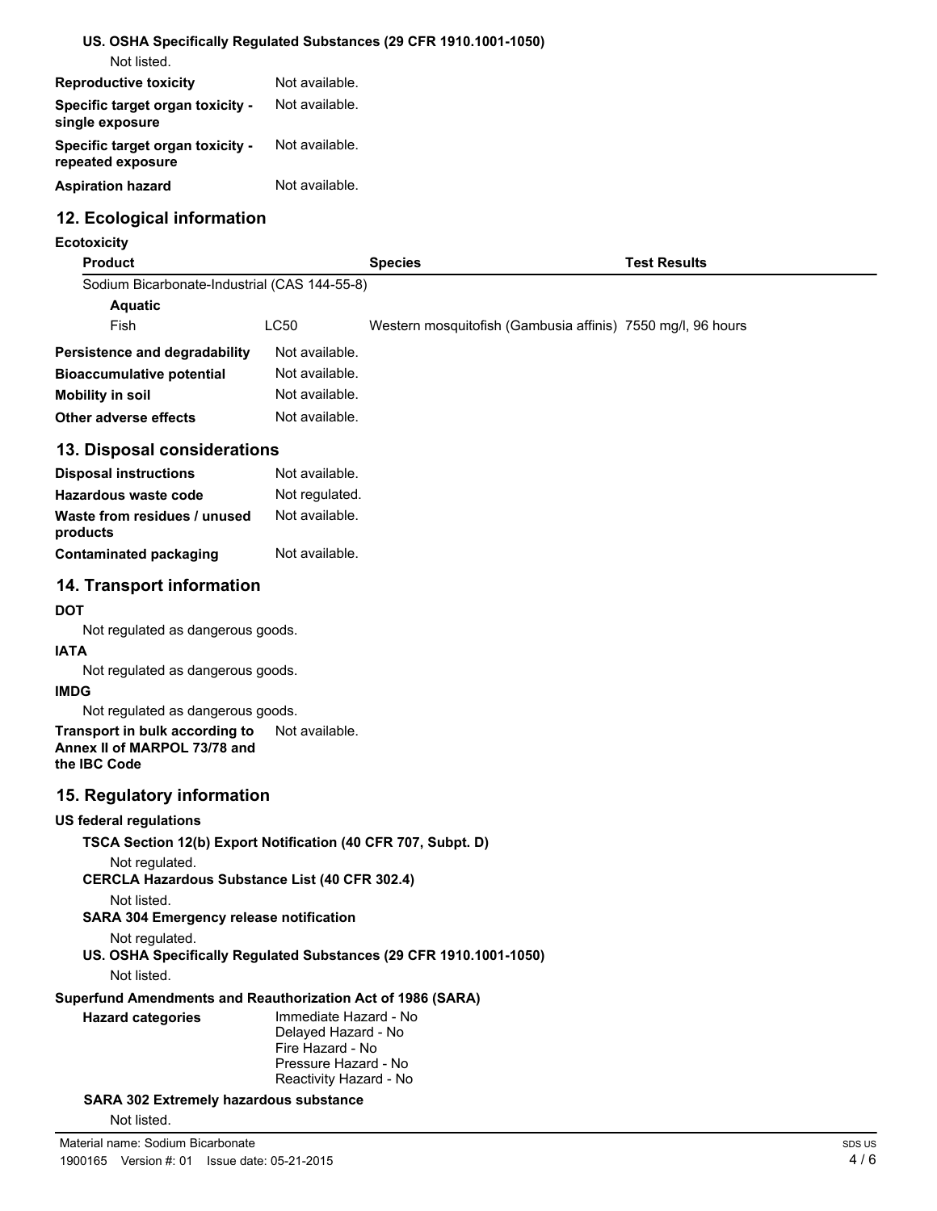**US. OSHA Specifically Regulated Substances (29 CFR 1910.1001-1050)**

Not listed.

| | |
|---|---|
| **Reproductive toxicity** | Not available. |
| **Specific target organ toxicity - single exposure** | Not available. |
| **Specific target organ toxicity - repeated exposure** | Not available. |
| **Aspiration hazard** | Not available. |

## 12. Ecological information

**Ecotoxicity**

| Product | | Species | Test Results |
|---|---|---|---|
| Sodium Bicarbonate-Industrial (CAS 144-55-8) | | | |
| **Aquatic** | | | |
| Fish | LC50 | Western mosquitofish (Gambusia affinis) | 7550 mg/l, 96 hours |

| | |
|---|---|
| **Persistence and degradability** | Not available. |
| **Bioaccumulative potential** | Not available. |
| **Mobility in soil** | Not available. |
| **Other adverse effects** | Not available. |

## 13. Disposal considerations

| | |
|---|---|
| **Disposal instructions** | Not available. |
| **Hazardous waste code** | Not regulated. |
| **Waste from residues / unused products** | Not available. |
| **Contaminated packaging** | Not available. |

## 14. Transport information

**DOT**

Not regulated as dangerous goods.

**IATA**

Not regulated as dangerous goods.

**IMDG**

Not regulated as dangerous goods.

**Transport in bulk according to Annex II of MARPOL 73/78 and the IBC Code** Not available.

## 15. Regulatory information

**US federal regulations**

**TSCA Section 12(b) Export Notification (40 CFR 707, Subpt. D)**

Not regulated.

**CERCLA Hazardous Substance List (40 CFR 302.4)**

Not listed.

**SARA 304 Emergency release notification**

Not regulated.

**US. OSHA Specifically Regulated Substances (29 CFR 1910.1001-1050)**

Not listed.

**Superfund Amendments and Reauthorization Act of 1986 (SARA)**

**Hazard categories**

Immediate Hazard - No
Delayed Hazard - No
Fire Hazard - No
Pressure Hazard - No
Reactivity Hazard - No

**SARA 302 Extremely hazardous substance**

Not listed.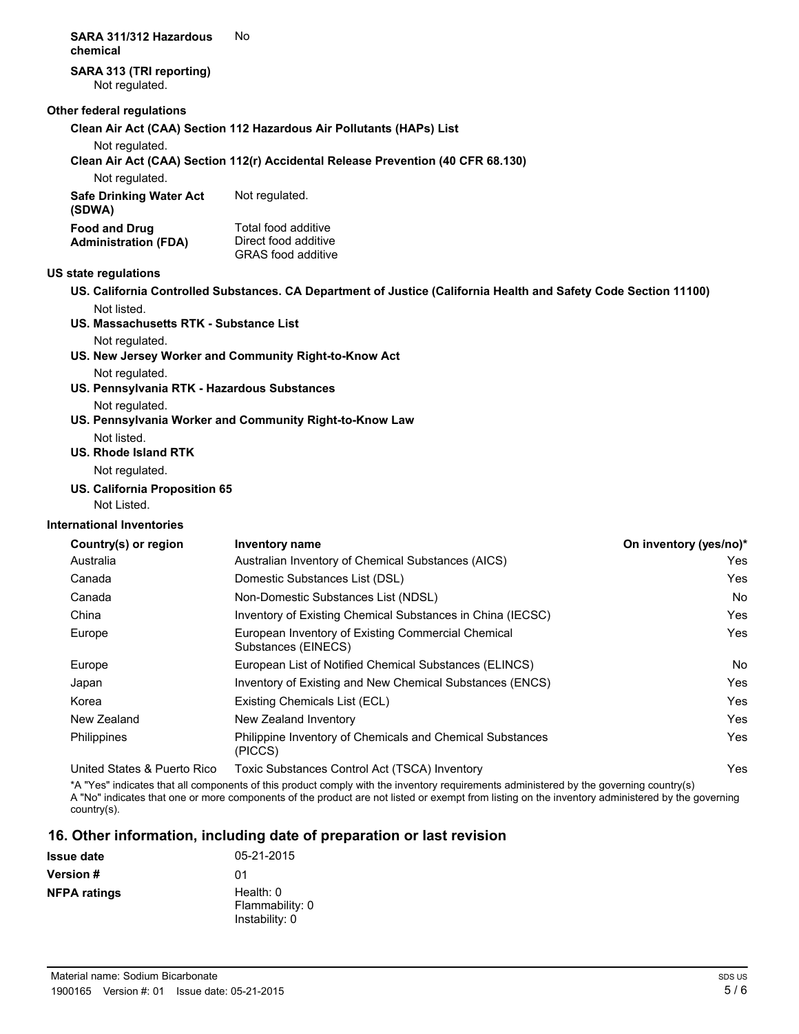**SARA 311/312 Hazardous chemical** No

**SARA 313 (TRI reporting)**

Not regulated.

**Other federal regulations**

**Clean Air Act (CAA) Section 112 Hazardous Air Pollutants (HAPs) List**

Not regulated.

**Clean Air Act (CAA) Section 112(r) Accidental Release Prevention (40 CFR 68.130)**

Not regulated.

**Safe Drinking Water Act (SDWA)** Not regulated.

**Food and Drug Administration (FDA)** Total food additive
Direct food additive
GRAS food additive

**US state regulations**

**US. California Controlled Substances. CA Department of Justice (California Health and Safety Code Section 11100)**

Not listed.

**US. Massachusetts RTK - Substance List**

Not regulated.

**US. New Jersey Worker and Community Right-to-Know Act**

Not regulated.

**US. Pennsylvania RTK - Hazardous Substances**

Not regulated.

**US. Pennsylvania Worker and Community Right-to-Know Law**

Not listed.

**US. Rhode Island RTK**

Not regulated.

**US. California Proposition 65**

Not Listed.

**International Inventories**

| Country(s) or region | Inventory name | On inventory (yes/no)* |
|---|---|---|
| Australia | Australian Inventory of Chemical Substances (AICS) | Yes |
| Canada | Domestic Substances List (DSL) | Yes |
| Canada | Non-Domestic Substances List (NDSL) | No |
| China | Inventory of Existing Chemical Substances in China (IECSC) | Yes |
| Europe | European Inventory of Existing Commercial Chemical Substances (EINECS) | Yes |
| Europe | European List of Notified Chemical Substances (ELINCS) | No |
| Japan | Inventory of Existing and New Chemical Substances (ENCS) | Yes |
| Korea | Existing Chemicals List (ECL) | Yes |
| New Zealand | New Zealand Inventory | Yes |
| Philippines | Philippine Inventory of Chemicals and Chemical Substances (PICCS) | Yes |
| United States & Puerto Rico | Toxic Substances Control Act (TSCA) Inventory | Yes |

*A "Yes" indicates that all components of this product comply with the inventory requirements administered by the governing country(s)
A "No" indicates that one or more components of the product are not listed or exempt from listing on the inventory administered by the governing country(s).

## 16. Other information, including date of preparation or last revision

**Issue date** 05-21-2015

**Version #** 01

**NFPA ratings** Health: 0
Flammability: 0
Instability: 0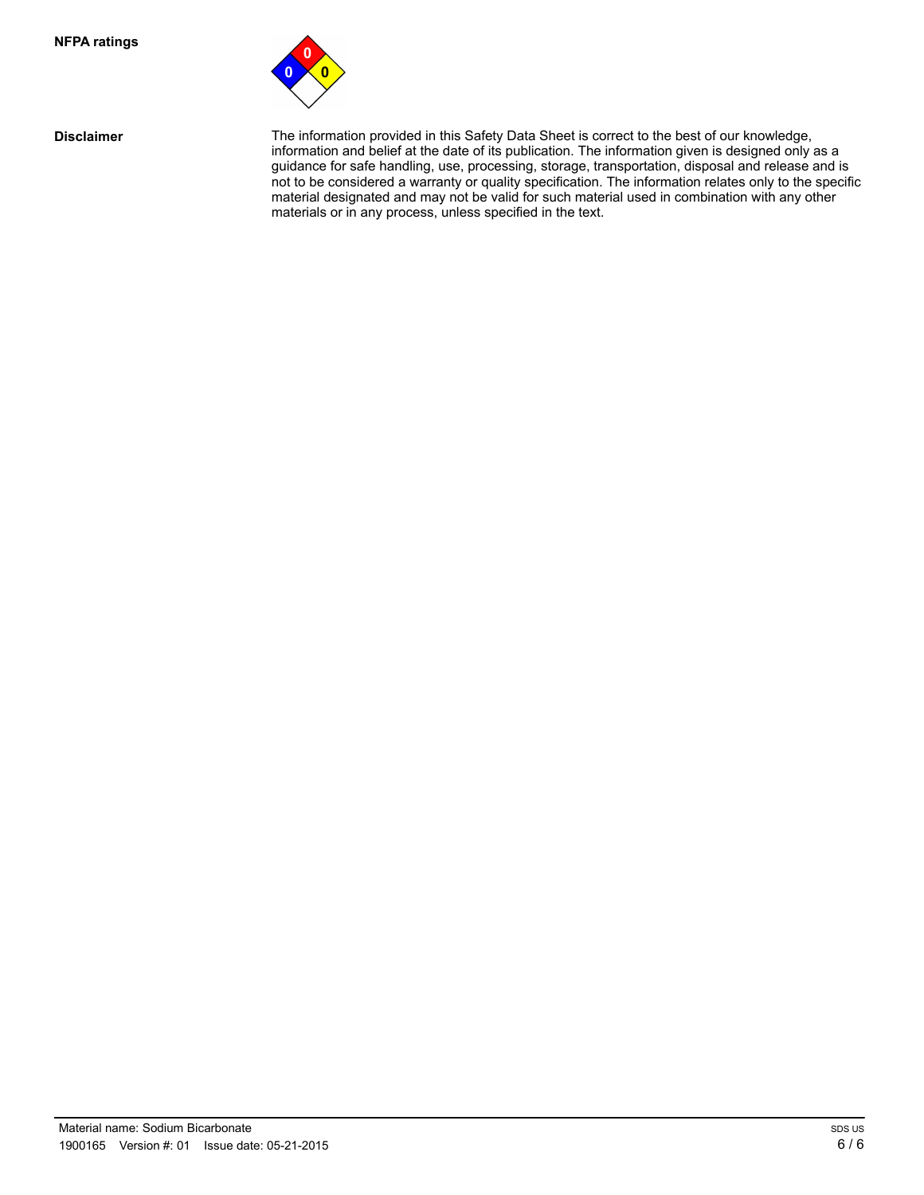**NFPA ratings**

0
0 0

**Disclaimer**

The information provided in this Safety Data Sheet is correct to the best of our knowledge, information and belief at the date of its publication. The information given is designed only as a guidance for safe handling, use, processing, storage, transportation, disposal and release and is not to be considered a warranty or quality specification. The information relates only to the specific material designated and may not be valid for such material used in combination with any other materials or in any process, unless specified in the text.